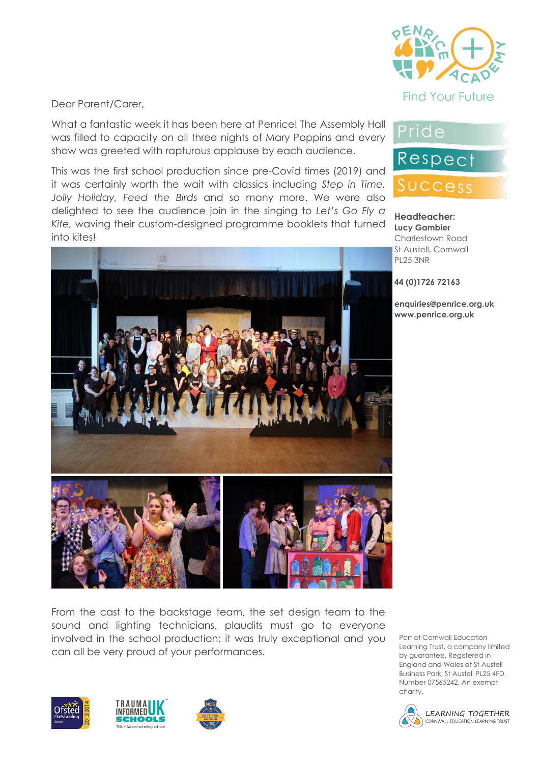Find Your Future

Pride

Respect

Success

**Headteacher:**
**Lucy Gambier**
Charlestown Road
St Austell, Cornwall
PL25 3NR

**44 (0)1726 72163**

**enquiries@penrice.org.uk**
**www.penrice.org.uk**

Dear Parent/Carer,

What a fantastic week it has been here at Penrice! The Assembly Hall was filled to capacity on all three nights of Mary Poppins and every show was greeted with rapturous applause by each audience.

This was the first school production since pre-Covid times (2019) and it was certainly worth the wait with classics including *Step in Time*, *Jolly Holiday*, *Feed the Birds* and so many more. We were also delighted to see the audience join in the singing to *Let's Go Fly a Kite*, waving their custom-designed programme booklets that turned into kites!

From the cast to the backstage team, the set design team to the sound and lighting technicians, plaudits must go to everyone involved in the school production; it was truly exceptional and you can all be very proud of your performances.

Part of Cornwall Education Learning Trust, a company limited by guarantee. Registered in England and Wales at St Austell Business Park, St Austell PL25 4FD. Number 07565242. An exempt charity.

LEARNING TOGETHER
CORNWALL EDUCATION LEARNING TRUST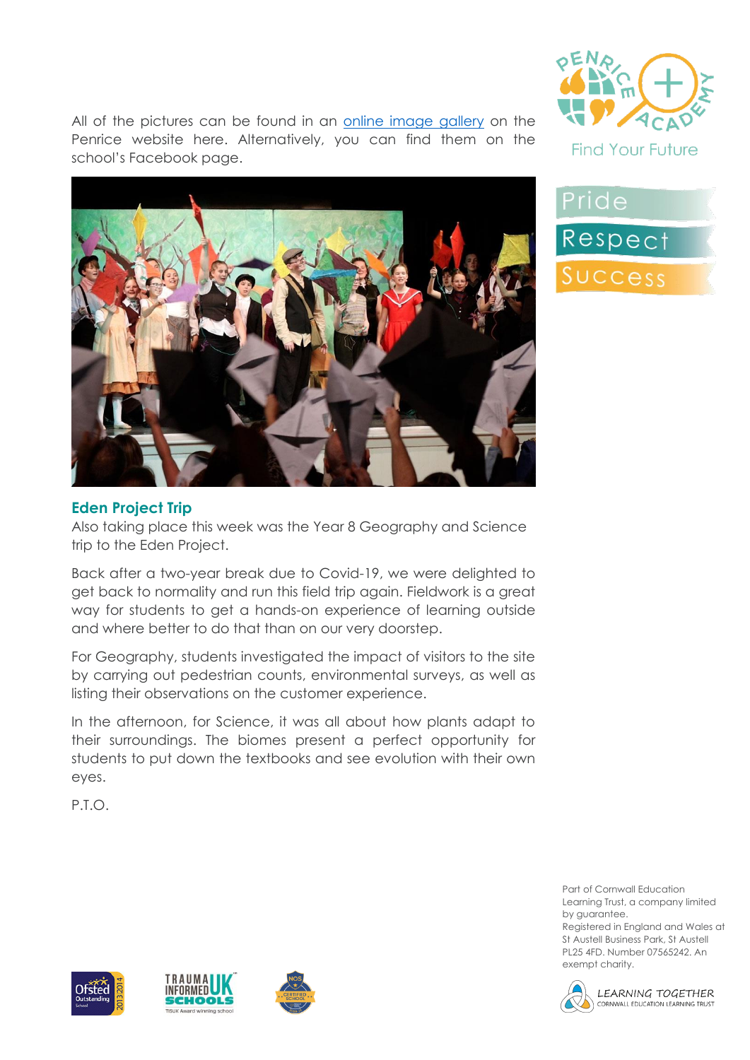All of the pictures can be found in an [online image gallery]() on the Penrice website here. Alternatively, you can find them on the school's Facebook page.

## Eden Project Trip

Also taking place this week was the Year 8 Geography and Science trip to the Eden Project.

Back after a two-year break due to Covid-19, we were delighted to get back to normality and run this field trip again. Fieldwork is a great way for students to get a hands-on experience of learning outside and where better to do that than on our very doorstep.

For Geography, students investigated the impact of visitors to the site by carrying out pedestrian counts, environmental surveys, as well as listing their observations on the customer experience.

In the afternoon, for Science, it was all about how plants adapt to their surroundings. The biomes present a perfect opportunity for students to put down the textbooks and see evolution with their own eyes.

P.T.O.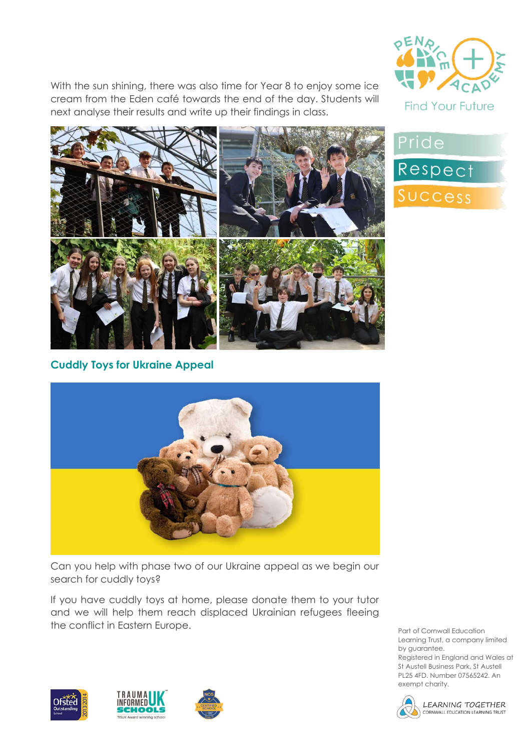With the sun shining, there was also time for Year 8 to enjoy some ice cream from the Eden café towards the end of the day. Students will next analyse their results and write up their findings in class.

### Cuddly Toys for Ukraine Appeal

Can you help with phase two of our Ukraine appeal as we begin our search for cuddly toys?

If you have cuddly toys at home, please donate them to your tutor and we will help them reach displaced Ukrainian refugees fleeing the conflict in Eastern Europe.

Find Your Future

Pride

Respect

Success

Part of Cornwall Education Learning Trust, a company limited by guarantee. Registered in England and Wales at St Austell Business Park, St Austell PL25 4FD. Number 07565242. An exempt charity.

LEARNING TOGETHER
CORNWALL EDUCATION LEARNING TRUST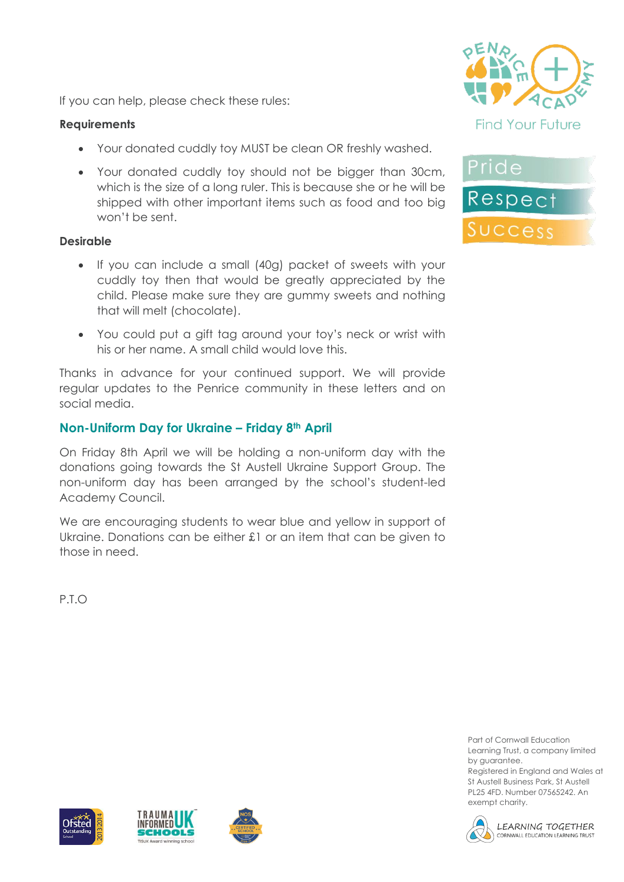If you can help, please check these rules:

**Requirements**

- Your donated cuddly toy MUST be clean OR freshly washed.
- Your donated cuddly toy should not be bigger than 30cm, which is the size of a long ruler. This is because she or he will be shipped with other important items such as food and too big won't be sent.

**Desirable**

- If you can include a small (40g) packet of sweets with your cuddly toy then that would be greatly appreciated by the child. Please make sure they are gummy sweets and nothing that will melt (chocolate).
- You could put a gift tag around your toy's neck or wrist with his or her name. A small child would love this.

Thanks in advance for your continued support. We will provide regular updates to the Penrice community in these letters and on social media.

## Non-Uniform Day for Ukraine – Friday 8th April

On Friday 8th April we will be holding a non-uniform day with the donations going towards the St Austell Ukraine Support Group. The non-uniform day has been arranged by the school's student-led Academy Council.

We are encouraging students to wear blue and yellow in support of Ukraine. Donations can be either £1 or an item that can be given to those in need.

P.T.O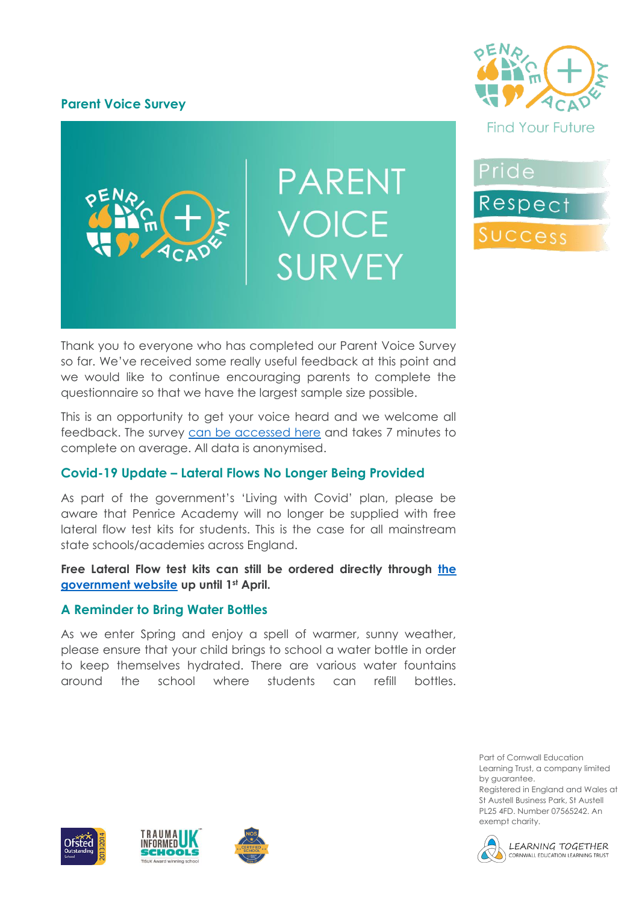## Parent Voice Survey

PARENT VOICE SURVEY

Thank you to everyone who has completed our Parent Voice Survey so far. We've received some really useful feedback at this point and we would like to continue encouraging parents to complete the questionnaire so that we have the largest sample size possible.

This is an opportunity to get your voice heard and we welcome all feedback. The survey can be accessed here and takes 7 minutes to complete on average. All data is anonymised.

## Covid-19 Update – Lateral Flows No Longer Being Provided

As part of the government's 'Living with Covid' plan, please be aware that Penrice Academy will no longer be supplied with free lateral flow test kits for students. This is the case for all mainstream state schools/academies across England.

**Free Lateral Flow test kits can still be ordered directly through the government website up until 1st April.**

## A Reminder to Bring Water Bottles

As we enter Spring and enjoy a spell of warmer, sunny weather, please ensure that your child brings to school a water bottle in order to keep themselves hydrated. There are various water fountains around the school where students can refill bottles.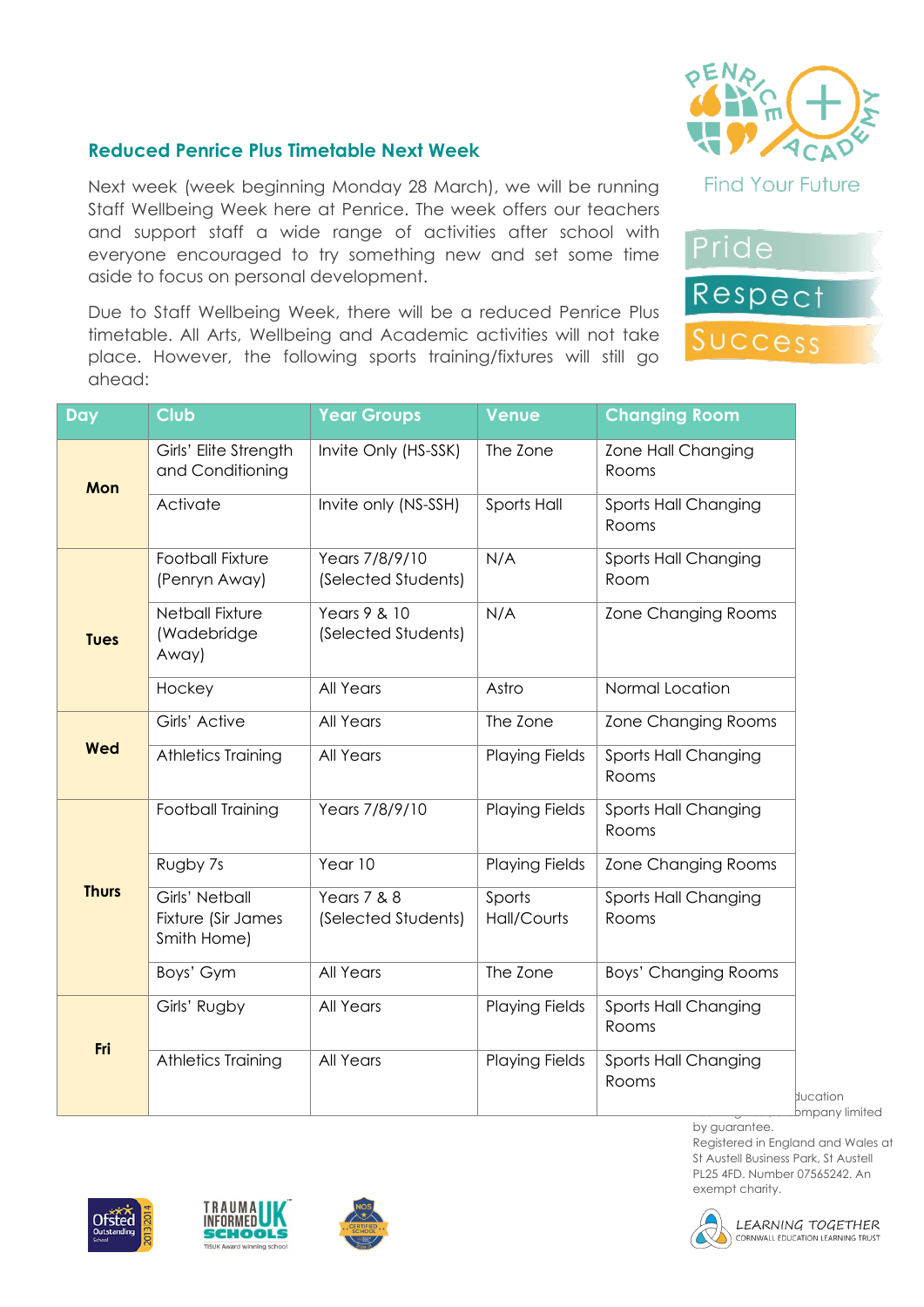## Reduced Penrice Plus Timetable Next Week

Next week (week beginning Monday 28 March), we will be running Staff Wellbeing Week here at Penrice. The week offers our teachers and support staff a wide range of activities after school with everyone encouraged to try something new and set some time aside to focus on personal development.

Due to Staff Wellbeing Week, there will be a reduced Penrice Plus timetable. All Arts, Wellbeing and Academic activities will not take place. However, the following sports training/fixtures will still go ahead:

| Day | Club | Year Groups | Venue | Changing Room |
|---|---|---|---|---|
| **Mon** | Girls' Elite Strength and Conditioning | Invite Only (HS-SSK) | The Zone | Zone Hall Changing Rooms |
| | Activate | Invite only (NS-SSH) | Sports Hall | Sports Hall Changing Rooms |
| **Tues** | Football Fixture (Penryn Away) | Years 7/8/9/10 (Selected Students) | N/A | Sports Hall Changing Room |
| | Netball Fixture (Wadebridge Away) | Years 9 & 10 (Selected Students) | N/A | Zone Changing Rooms |
| | Hockey | All Years | Astro | Normal Location |
| **Wed** | Girls' Active | All Years | The Zone | Zone Changing Rooms |
| | Athletics Training | All Years | Playing Fields | Sports Hall Changing Rooms |
| **Thurs** | Football Training | Years 7/8/9/10 | Playing Fields | Sports Hall Changing Rooms |
| | Rugby 7s | Year 10 | Playing Fields | Zone Changing Rooms |
| | Girls' Netball Fixture (Sir James Smith Home) | Years 7 & 8 (Selected Students) | Sports Hall/Courts | Sports Hall Changing Rooms |
| | Boys' Gym | All Years | The Zone | Boys' Changing Rooms |
| **Fri** | Girls' Rugby | All Years | Playing Fields | Sports Hall Changing Rooms |
| | Athletics Training | All Years | Playing Fields | Sports Hall Changing Rooms |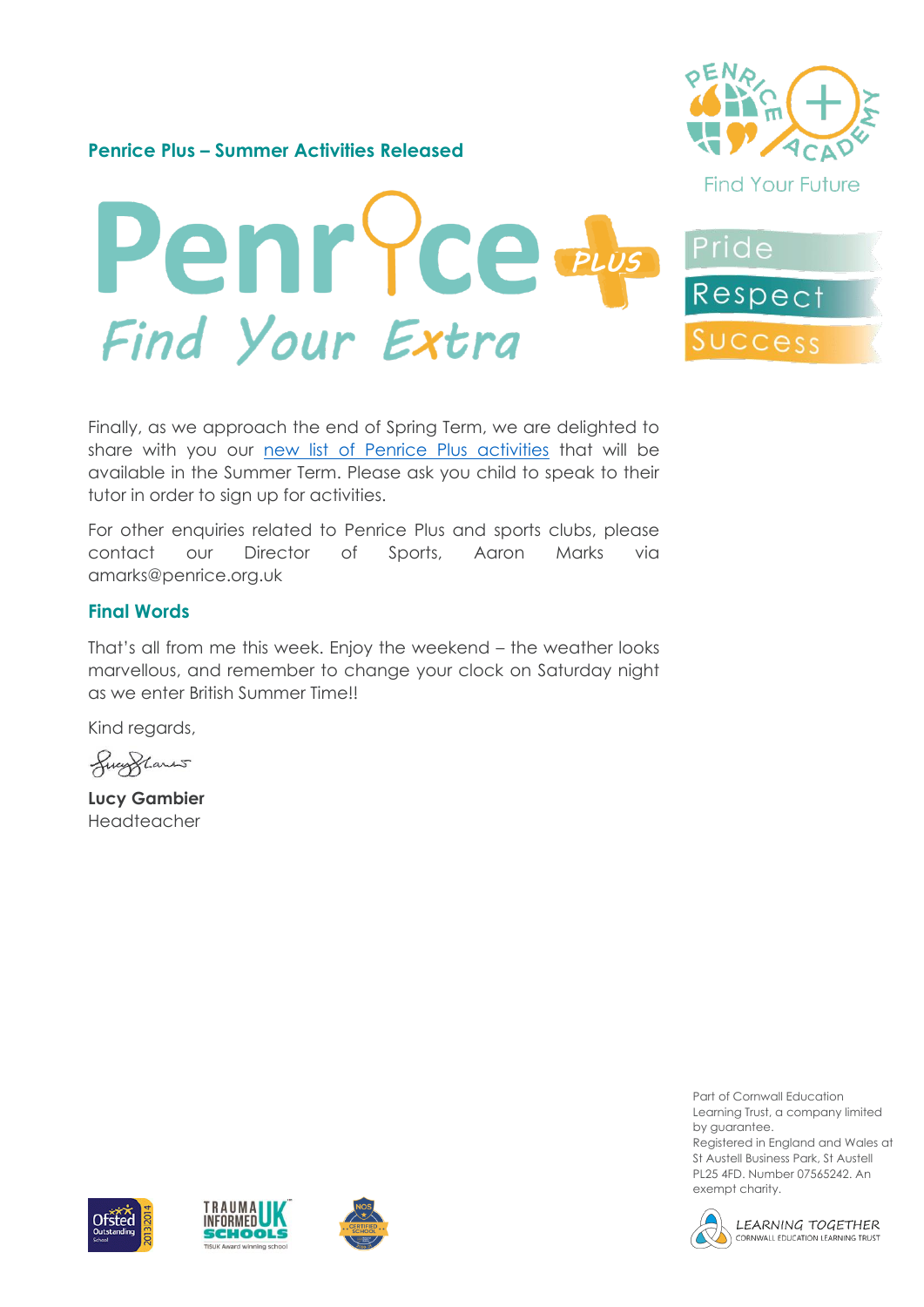## Penrice Plus – Summer Activities Released

Finally, as we approach the end of Spring Term, we are delighted to share with you our new list of Penrice Plus activities that will be available in the Summer Term. Please ask you child to speak to their tutor in order to sign up for activities.

For other enquiries related to Penrice Plus and sports clubs, please contact our Director of Sports, Aaron Marks via amarks@penrice.org.uk

## Final Words

That's all from me this week. Enjoy the weekend – the weather looks marvellous, and remember to change your clock on Saturday night as we enter British Summer Time!!

Kind regards,

**Lucy Gambier**
Headteacher

Part of Cornwall Education Learning Trust, a company limited by guarantee. Registered in England and Wales at St Austell Business Park, St Austell PL25 4FD. Number 07565242. An exempt charity.